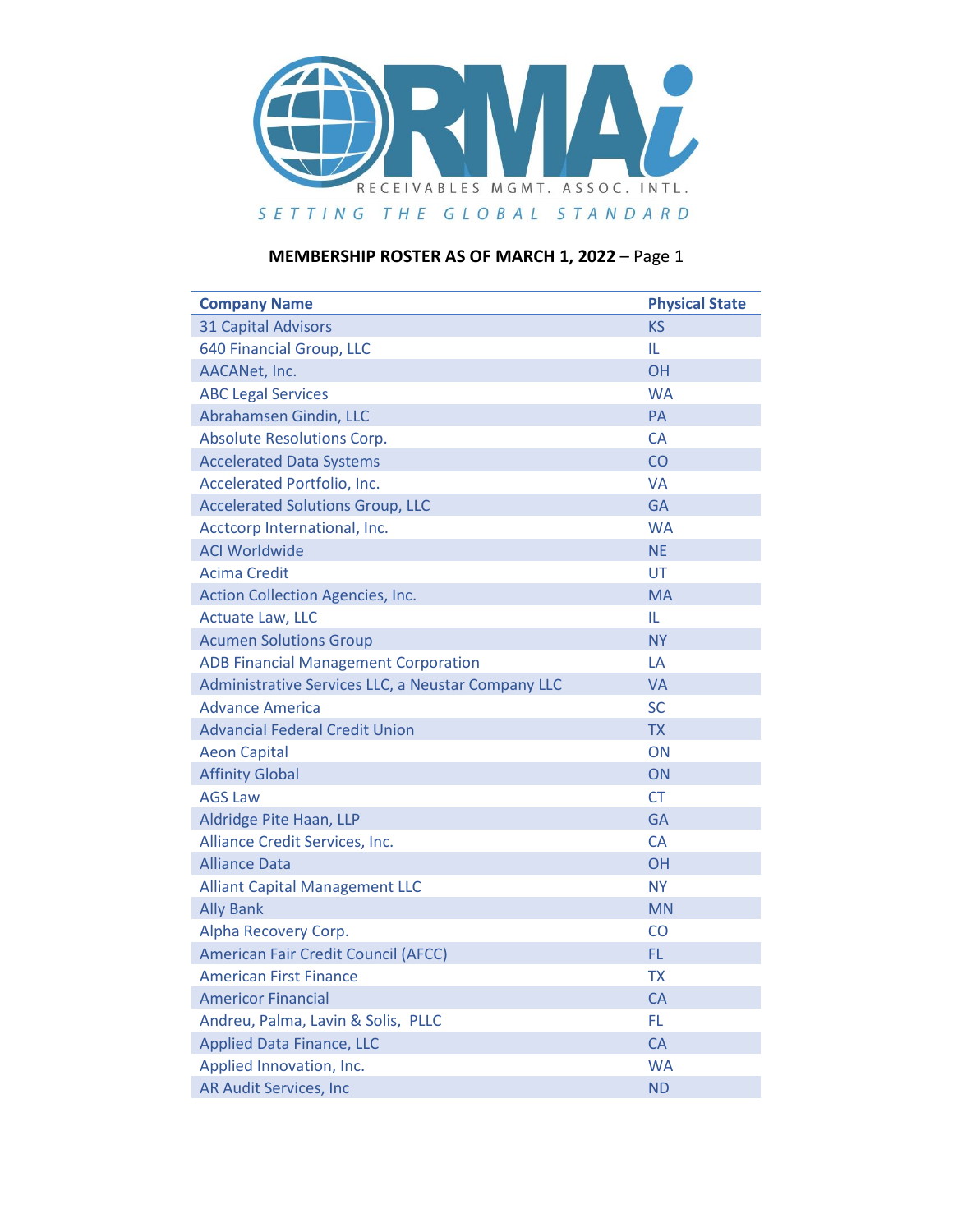RMAi

RECEIVABLES MGMT. ASSOC. INTL.

SETTING THE GLOBAL STANDARD

**MEMBERSHIP ROSTER AS OF MARCH 1, 2022** – Page 1

| Company Name | Physical State |
| --- | --- |
| 31 Capital Advisors | KS |
| 640 Financial Group, LLC | IL |
| AACANet, Inc. | OH |
| ABC Legal Services | WA |
| Abrahamsen Gindin, LLC | PA |
| Absolute Resolutions Corp. | CA |
| Accelerated Data Systems | CO |
| Accelerated Portfolio, Inc. | VA |
| Accelerated Solutions Group, LLC | GA |
| Acctcorp International, Inc. | WA |
| ACI Worldwide | NE |
| Acima Credit | UT |
| Action Collection Agencies, Inc. | MA |
| Actuate Law, LLC | IL |
| Acumen Solutions Group | NY |
| ADB Financial Management Corporation | LA |
| Administrative Services LLC, a Neustar Company LLC | VA |
| Advance America | SC |
| Advancial Federal Credit Union | TX |
| Aeon Capital | ON |
| Affinity Global | ON |
| AGS Law | CT |
| Aldridge Pite Haan, LLP | GA |
| Alliance Credit Services, Inc. | CA |
| Alliance Data | OH |
| Alliant Capital Management LLC | NY |
| Ally Bank | MN |
| Alpha Recovery Corp. | CO |
| American Fair Credit Council (AFCC) | FL |
| American First Finance | TX |
| Americor Financial | CA |
| Andreu, Palma, Lavin & Solis, PLLC | FL |
| Applied Data Finance, LLC | CA |
| Applied Innovation, Inc. | WA |
| AR Audit Services, Inc | ND |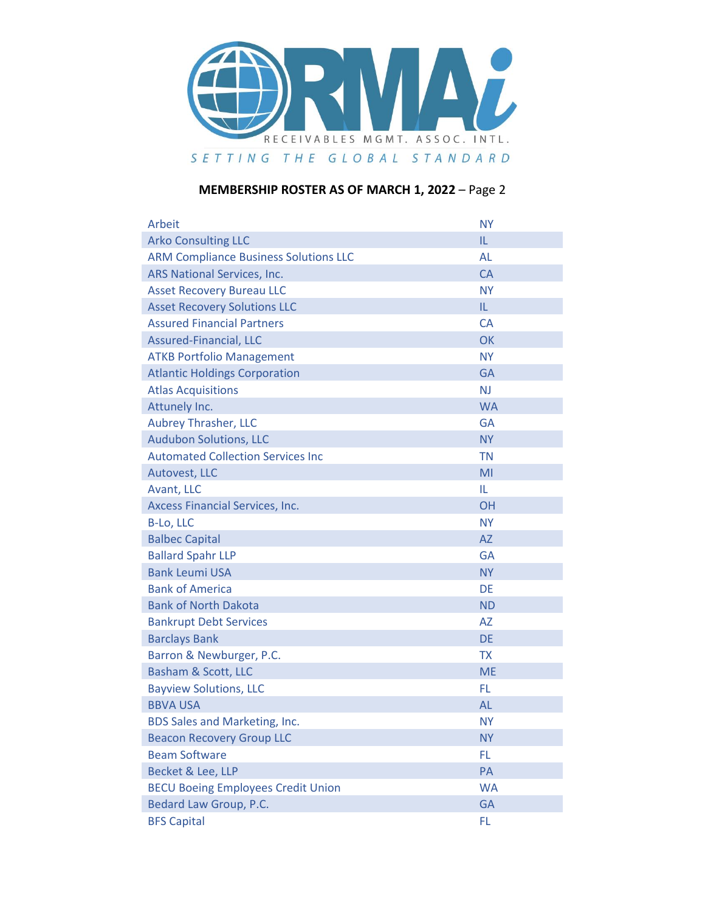RMAi — RECEIVABLES MGMT. ASSOC. INTL.

*SETTING THE GLOBAL STANDARD*

**MEMBERSHIP ROSTER AS OF MARCH 1, 2022** – Page 2

| Member | State |
|---|---|
| Arbeit | NY |
| Arko Consulting LLC | IL |
| ARM Compliance Business Solutions LLC | AL |
| ARS National Services, Inc. | CA |
| Asset Recovery Bureau LLC | NY |
| Asset Recovery Solutions LLC | IL |
| Assured Financial Partners | CA |
| Assured-Financial, LLC | OK |
| ATKB Portfolio Management | NY |
| Atlantic Holdings Corporation | GA |
| Atlas Acquisitions | NJ |
| Attunely Inc. | WA |
| Aubrey Thrasher, LLC | GA |
| Audubon Solutions, LLC | NY |
| Automated Collection Services Inc | TN |
| Autovest, LLC | MI |
| Avant, LLC | IL |
| Axcess Financial Services, Inc. | OH |
| B-Lo, LLC | NY |
| Balbec Capital | AZ |
| Ballard Spahr LLP | GA |
| Bank Leumi USA | NY |
| Bank of America | DE |
| Bank of North Dakota | ND |
| Bankrupt Debt Services | AZ |
| Barclays Bank | DE |
| Barron & Newburger, P.C. | TX |
| Basham & Scott, LLC | ME |
| Bayview Solutions, LLC | FL |
| BBVA USA | AL |
| BDS Sales and Marketing, Inc. | NY |
| Beacon Recovery Group LLC | NY |
| Beam Software | FL |
| Becket & Lee, LLP | PA |
| BECU Boeing Employees Credit Union | WA |
| Bedard Law Group, P.C. | GA |
| BFS Capital | FL |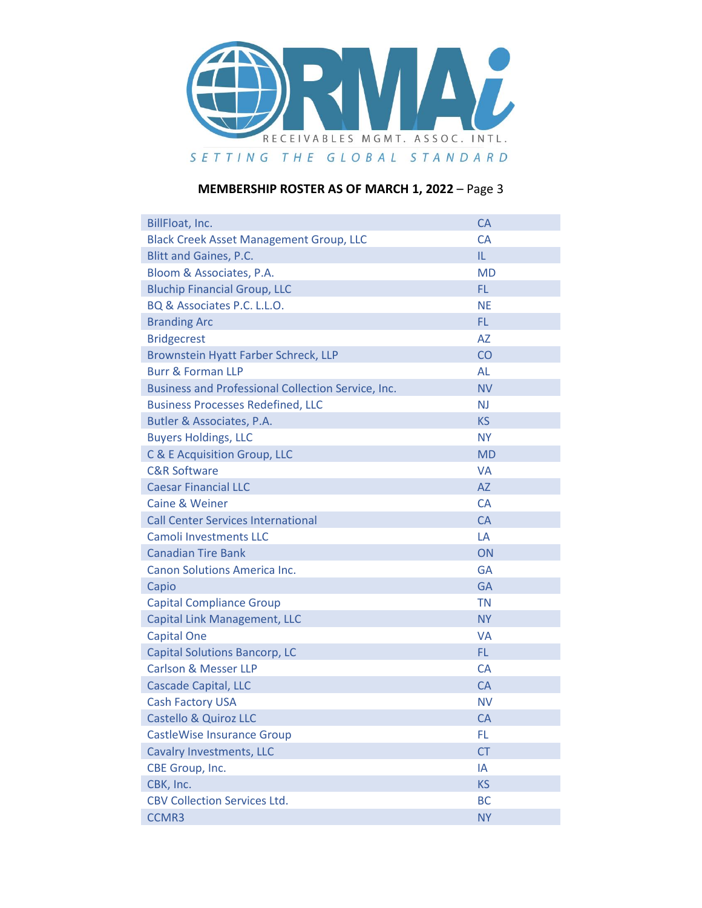RECEIVABLES MGMT. ASSOC. INTL.

SETTING THE GLOBAL STANDARD

**MEMBERSHIP ROSTER AS OF MARCH 1, 2022** – Page 3

| | |
|---|---|
| BillFloat, Inc. | CA |
| Black Creek Asset Management Group, LLC | CA |
| Blitt and Gaines, P.C. | IL |
| Bloom & Associates, P.A. | MD |
| Bluchip Financial Group, LLC | FL |
| BQ & Associates P.C. L.L.O. | NE |
| Branding Arc | FL |
| Bridgecrest | AZ |
| Brownstein Hyatt Farber Schreck, LLP | CO |
| Burr & Forman LLP | AL |
| Business and Professional Collection Service, Inc. | NV |
| Business Processes Redefined, LLC | NJ |
| Butler & Associates, P.A. | KS |
| Buyers Holdings, LLC | NY |
| C & E Acquisition Group, LLC | MD |
| C&R Software | VA |
| Caesar Financial LLC | AZ |
| Caine & Weiner | CA |
| Call Center Services International | CA |
| Camoli Investments LLC | LA |
| Canadian Tire Bank | ON |
| Canon Solutions America Inc. | GA |
| Capio | GA |
| Capital Compliance Group | TN |
| Capital Link Management, LLC | NY |
| Capital One | VA |
| Capital Solutions Bancorp, LC | FL |
| Carlson & Messer LLP | CA |
| Cascade Capital, LLC | CA |
| Cash Factory USA | NV |
| Castello & Quiroz LLC | CA |
| CastleWise Insurance Group | FL |
| Cavalry Investments, LLC | CT |
| CBE Group, Inc. | IA |
| CBK, Inc. | KS |
| CBV Collection Services Ltd. | BC |
| CCMR3 | NY |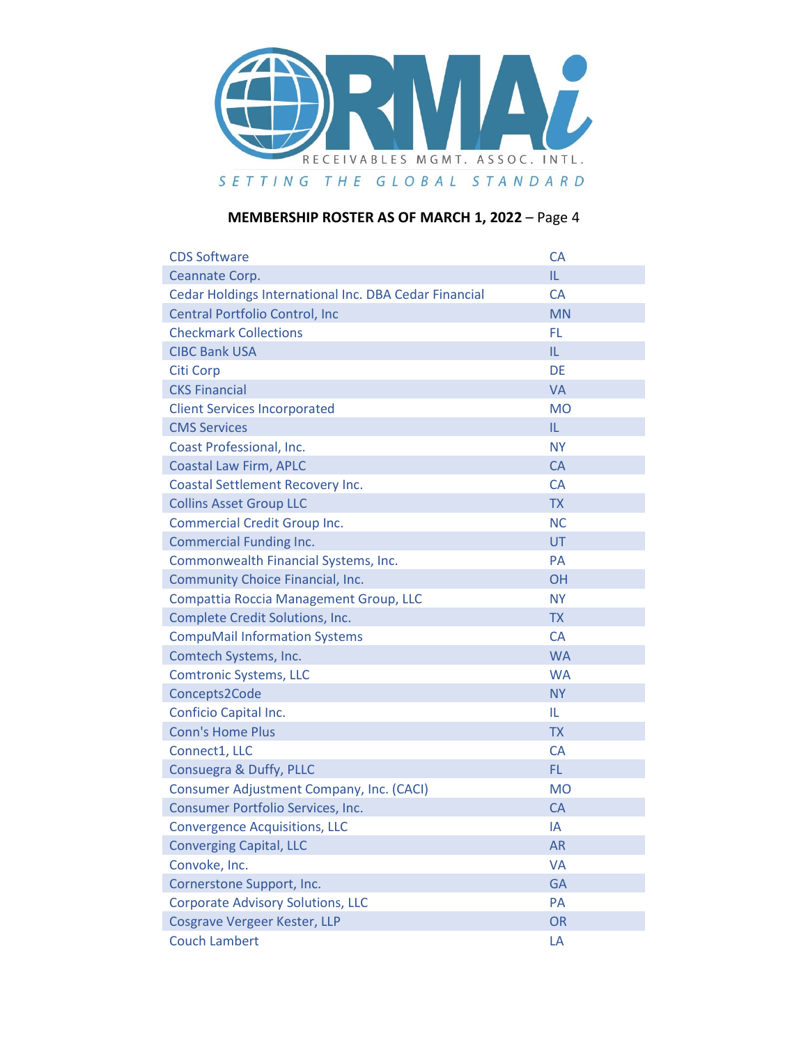**RMAi**

RECEIVABLES MGMT. ASSOC. INTL.

*SETTING THE GLOBAL STANDARD*

**MEMBERSHIP ROSTER AS OF MARCH 1, 2022** – Page 4

| | |
|---|---|
| CDS Software | CA |
| Ceannate Corp. | IL |
| Cedar Holdings International Inc. DBA Cedar Financial | CA |
| Central Portfolio Control, Inc | MN |
| Checkmark Collections | FL |
| CIBC Bank USA | IL |
| Citi Corp | DE |
| CKS Financial | VA |
| Client Services Incorporated | MO |
| CMS Services | IL |
| Coast Professional, Inc. | NY |
| Coastal Law Firm, APLC | CA |
| Coastal Settlement Recovery Inc. | CA |
| Collins Asset Group LLC | TX |
| Commercial Credit Group Inc. | NC |
| Commercial Funding Inc. | UT |
| Commonwealth Financial Systems, Inc. | PA |
| Community Choice Financial, Inc. | OH |
| Compattia Roccia Management Group, LLC | NY |
| Complete Credit Solutions, Inc. | TX |
| CompuMail Information Systems | CA |
| Comtech Systems, Inc. | WA |
| Comtronic Systems, LLC | WA |
| Concepts2Code | NY |
| Conficio Capital Inc. | IL |
| Conn's Home Plus | TX |
| Connect1, LLC | CA |
| Consuegra & Duffy, PLLC | FL |
| Consumer Adjustment Company, Inc. (CACI) | MO |
| Consumer Portfolio Services, Inc. | CA |
| Convergence Acquisitions, LLC | IA |
| Converging Capital, LLC | AR |
| Convoke, Inc. | VA |
| Cornerstone Support, Inc. | GA |
| Corporate Advisory Solutions, LLC | PA |
| Cosgrave Vergeer Kester, LLP | OR |
| Couch Lambert | LA |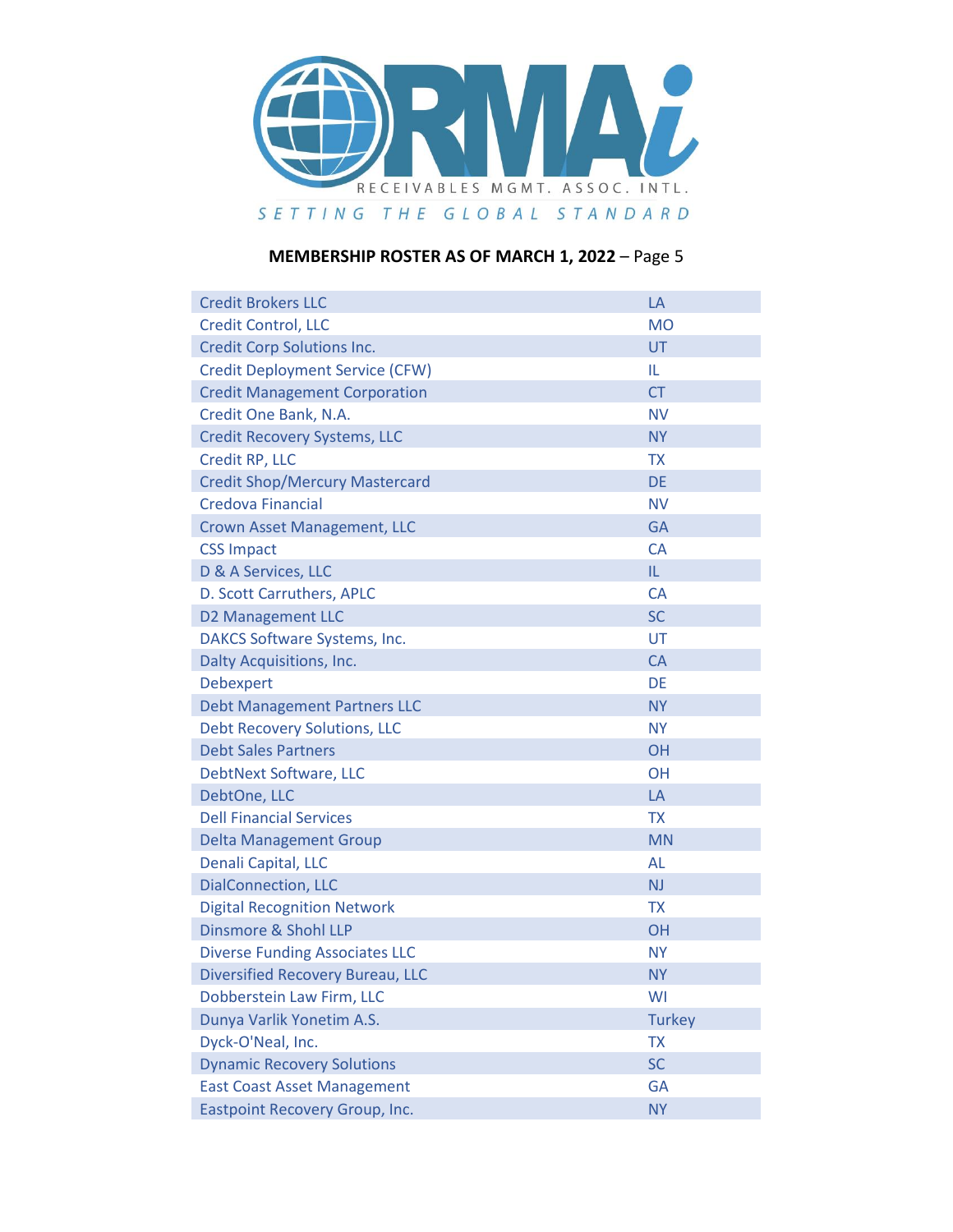RECEIVABLES MGMT. ASSOC. INTL.

SETTING THE GLOBAL STANDARD

**MEMBERSHIP ROSTER AS OF MARCH 1, 2022** – Page 5

| | |
|---|---|
| Credit Brokers LLC | LA |
| Credit Control, LLC | MO |
| Credit Corp Solutions Inc. | UT |
| Credit Deployment Service (CFW) | IL |
| Credit Management Corporation | CT |
| Credit One Bank, N.A. | NV |
| Credit Recovery Systems, LLC | NY |
| Credit RP, LLC | TX |
| Credit Shop/Mercury Mastercard | DE |
| Credova Financial | NV |
| Crown Asset Management, LLC | GA |
| CSS Impact | CA |
| D & A Services, LLC | IL |
| D. Scott Carruthers, APLC | CA |
| D2 Management LLC | SC |
| DAKCS Software Systems, Inc. | UT |
| Dalty Acquisitions, Inc. | CA |
| Debexpert | DE |
| Debt Management Partners LLC | NY |
| Debt Recovery Solutions, LLC | NY |
| Debt Sales Partners | OH |
| DebtNext Software, LLC | OH |
| DebtOne, LLC | LA |
| Dell Financial Services | TX |
| Delta Management Group | MN |
| Denali Capital, LLC | AL |
| DialConnection, LLC | NJ |
| Digital Recognition Network | TX |
| Dinsmore & Shohl LLP | OH |
| Diverse Funding Associates LLC | NY |
| Diversified Recovery Bureau, LLC | NY |
| Dobberstein Law Firm, LLC | WI |
| Dunya Varlik Yonetim A.S. | Turkey |
| Dyck-O'Neal, Inc. | TX |
| Dynamic Recovery Solutions | SC |
| East Coast Asset Management | GA |
| Eastpoint Recovery Group, Inc. | NY |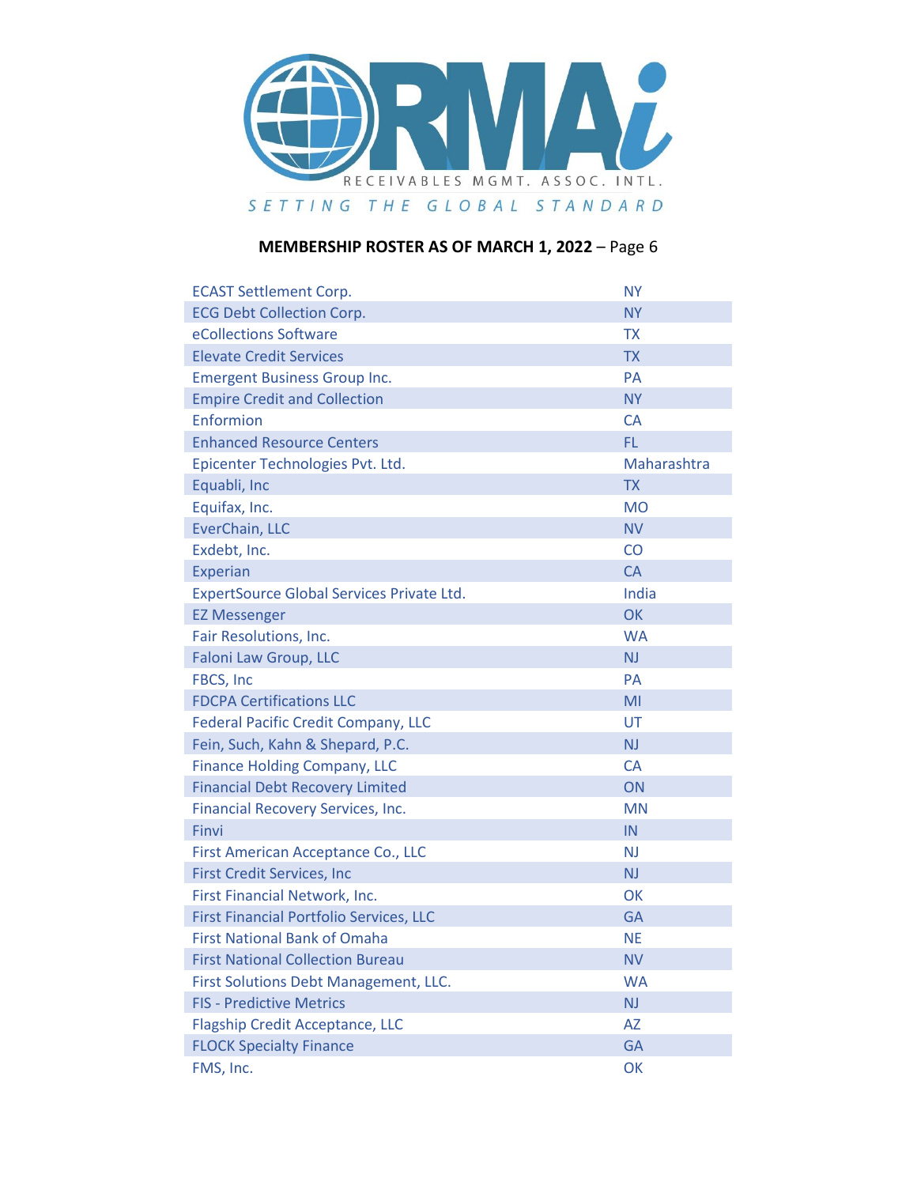**MEMBERSHIP ROSTER AS OF MARCH 1, 2022** – Page 6

| | |
|---|---|
| ECAST Settlement Corp. | NY |
| ECG Debt Collection Corp. | NY |
| eCollections Software | TX |
| Elevate Credit Services | TX |
| Emergent Business Group Inc. | PA |
| Empire Credit and Collection | NY |
| Enformion | CA |
| Enhanced Resource Centers | FL |
| Epicenter Technologies Pvt. Ltd. | Maharashtra |
| Equabli, Inc | TX |
| Equifax, Inc. | MO |
| EverChain, LLC | NV |
| Exdebt, Inc. | CO |
| Experian | CA |
| ExpertSource Global Services Private Ltd. | India |
| EZ Messenger | OK |
| Fair Resolutions, Inc. | WA |
| Faloni Law Group, LLC | NJ |
| FBCS, Inc | PA |
| FDCPA Certifications LLC | MI |
| Federal Pacific Credit Company, LLC | UT |
| Fein, Such, Kahn & Shepard, P.C. | NJ |
| Finance Holding Company, LLC | CA |
| Financial Debt Recovery Limited | ON |
| Financial Recovery Services, Inc. | MN |
| Finvi | IN |
| First American Acceptance Co., LLC | NJ |
| First Credit Services, Inc | NJ |
| First Financial Network, Inc. | OK |
| First Financial Portfolio Services, LLC | GA |
| First National Bank of Omaha | NE |
| First National Collection Bureau | NV |
| First Solutions Debt Management, LLC. | WA |
| FIS - Predictive Metrics | NJ |
| Flagship Credit Acceptance, LLC | AZ |
| FLOCK Specialty Finance | GA |
| FMS, Inc. | OK |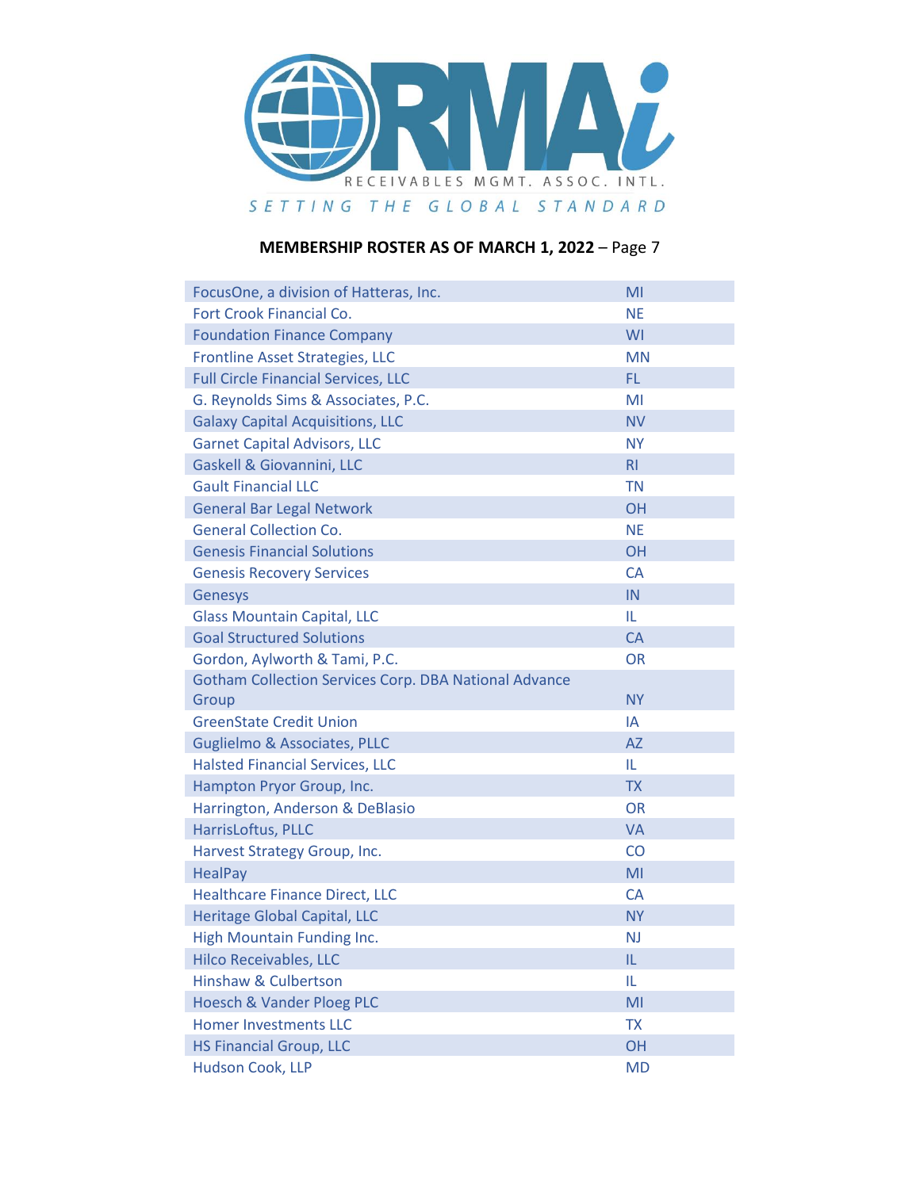**MEMBERSHIP ROSTER AS OF MARCH 1, 2022** – Page 7

| Member | State |
|---|---|
| FocusOne, a division of Hatteras, Inc. | MI |
| Fort Crook Financial Co. | NE |
| Foundation Finance Company | WI |
| Frontline Asset Strategies, LLC | MN |
| Full Circle Financial Services, LLC | FL |
| G. Reynolds Sims & Associates, P.C. | MI |
| Galaxy Capital Acquisitions, LLC | NV |
| Garnet Capital Advisors, LLC | NY |
| Gaskell & Giovannini, LLC | RI |
| Gault Financial LLC | TN |
| General Bar Legal Network | OH |
| General Collection Co. | NE |
| Genesis Financial Solutions | OH |
| Genesis Recovery Services | CA |
| Genesys | IN |
| Glass Mountain Capital, LLC | IL |
| Goal Structured Solutions | CA |
| Gordon, Aylworth & Tami, P.C. | OR |
| Gotham Collection Services Corp. DBA National Advance Group | NY |
| GreenState Credit Union | IA |
| Guglielmo & Associates, PLLC | AZ |
| Halsted Financial Services, LLC | IL |
| Hampton Pryor Group, Inc. | TX |
| Harrington, Anderson & DeBlasio | OR |
| HarrisLoftus, PLLC | VA |
| Harvest Strategy Group, Inc. | CO |
| HealPay | MI |
| Healthcare Finance Direct, LLC | CA |
| Heritage Global Capital, LLC | NY |
| High Mountain Funding Inc. | NJ |
| Hilco Receivables, LLC | IL |
| Hinshaw & Culbertson | IL |
| Hoesch & Vander Ploeg PLC | MI |
| Homer Investments LLC | TX |
| HS Financial Group, LLC | OH |
| Hudson Cook, LLP | MD |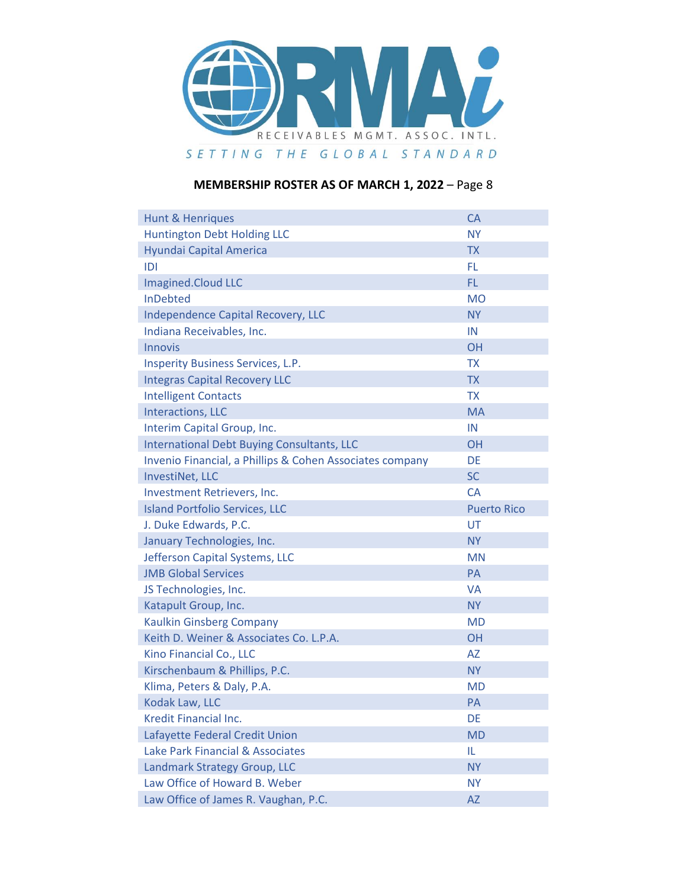**MEMBERSHIP ROSTER AS OF MARCH 1, 2022** – Page 8

| Member | State |
|---|---|
| Hunt & Henriques | CA |
| Huntington Debt Holding LLC | NY |
| Hyundai Capital America | TX |
| IDI | FL |
| Imagined.Cloud LLC | FL |
| InDebted | MO |
| Independence Capital Recovery, LLC | NY |
| Indiana Receivables, Inc. | IN |
| Innovis | OH |
| Insperity Business Services, L.P. | TX |
| Integras Capital Recovery LLC | TX |
| Intelligent Contacts | TX |
| Interactions, LLC | MA |
| Interim Capital Group, Inc. | IN |
| International Debt Buying Consultants, LLC | OH |
| Invenio Financial, a Phillips & Cohen Associates company | DE |
| InvestiNet, LLC | SC |
| Investment Retrievers, Inc. | CA |
| Island Portfolio Services, LLC | Puerto Rico |
| J. Duke Edwards, P.C. | UT |
| January Technologies, Inc. | NY |
| Jefferson Capital Systems, LLC | MN |
| JMB Global Services | PA |
| JS Technologies, Inc. | VA |
| Katapult Group, Inc. | NY |
| Kaulkin Ginsberg Company | MD |
| Keith D. Weiner & Associates Co. L.P.A. | OH |
| Kino Financial Co., LLC | AZ |
| Kirschenbaum & Phillips, P.C. | NY |
| Klima, Peters & Daly, P.A. | MD |
| Kodak Law, LLC | PA |
| Kredit Financial Inc. | DE |
| Lafayette Federal Credit Union | MD |
| Lake Park Financial & Associates | IL |
| Landmark Strategy Group, LLC | NY |
| Law Office of Howard B. Weber | NY |
| Law Office of James R. Vaughan, P.C. | AZ |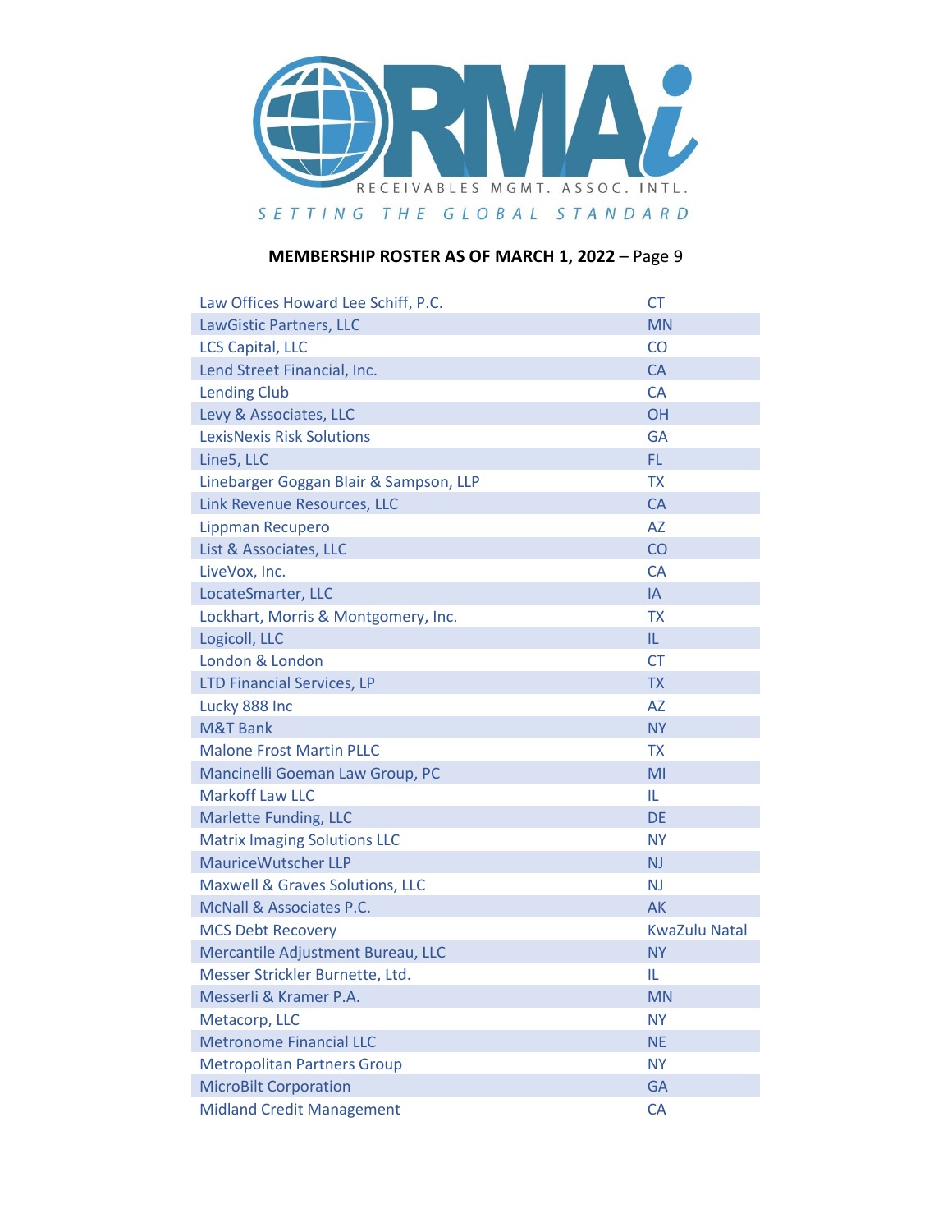**MEMBERSHIP ROSTER AS OF MARCH 1, 2022** – Page 9

| | |
|---|---|
| Law Offices Howard Lee Schiff, P.C. | CT |
| LawGistic Partners, LLC | MN |
| LCS Capital, LLC | CO |
| Lend Street Financial, Inc. | CA |
| Lending Club | CA |
| Levy & Associates, LLC | OH |
| LexisNexis Risk Solutions | GA |
| Line5, LLC | FL |
| Linebarger Goggan Blair & Sampson, LLP | TX |
| Link Revenue Resources, LLC | CA |
| Lippman Recupero | AZ |
| List & Associates, LLC | CO |
| LiveVox, Inc. | CA |
| LocateSmarter, LLC | IA |
| Lockhart, Morris & Montgomery, Inc. | TX |
| Logicoll, LLC | IL |
| London & London | CT |
| LTD Financial Services, LP | TX |
| Lucky 888 Inc | AZ |
| M&T Bank | NY |
| Malone Frost Martin PLLC | TX |
| Mancinelli Goeman Law Group, PC | MI |
| Markoff Law LLC | IL |
| Marlette Funding, LLC | DE |
| Matrix Imaging Solutions LLC | NY |
| MauriceWutscher LLP | NJ |
| Maxwell & Graves Solutions, LLC | NJ |
| McNall & Associates P.C. | AK |
| MCS Debt Recovery | KwaZulu Natal |
| Mercantile Adjustment Bureau, LLC | NY |
| Messer Strickler Burnette, Ltd. | IL |
| Messerli & Kramer P.A. | MN |
| Metacorp, LLC | NY |
| Metronome Financial LLC | NE |
| Metropolitan Partners Group | NY |
| MicroBilt Corporation | GA |
| Midland Credit Management | CA |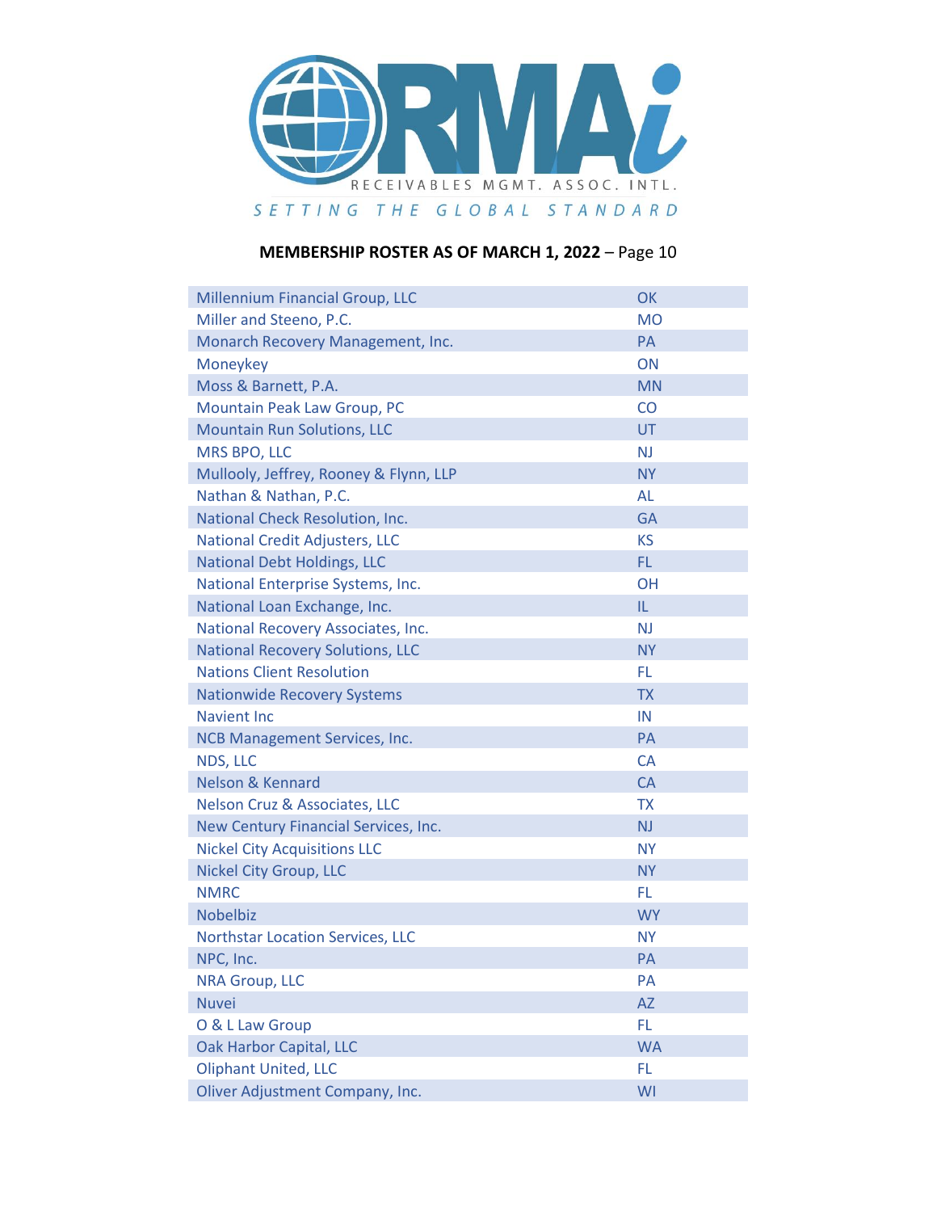| | |
|---|---|
| Millennium Financial Group, LLC | OK |
| Miller and Steeno, P.C. | MO |
| Monarch Recovery Management, Inc. | PA |
| Moneykey | ON |
| Moss & Barnett, P.A. | MN |
| Mountain Peak Law Group, PC | CO |
| Mountain Run Solutions, LLC | UT |
| MRS BPO, LLC | NJ |
| Mullooly, Jeffrey, Rooney & Flynn, LLP | NY |
| Nathan & Nathan, P.C. | AL |
| National Check Resolution, Inc. | GA |
| National Credit Adjusters, LLC | KS |
| National Debt Holdings, LLC | FL |
| National Enterprise Systems, Inc. | OH |
| National Loan Exchange, Inc. | IL |
| National Recovery Associates, Inc. | NJ |
| National Recovery Solutions, LLC | NY |
| Nations Client Resolution | FL |
| Nationwide Recovery Systems | TX |
| Navient Inc | IN |
| NCB Management Services, Inc. | PA |
| NDS, LLC | CA |
| Nelson & Kennard | CA |
| Nelson Cruz & Associates, LLC | TX |
| New Century Financial Services, Inc. | NJ |
| Nickel City Acquisitions LLC | NY |
| Nickel City Group, LLC | NY |
| NMRC | FL |
| Nobelbiz | WY |
| Northstar Location Services, LLC | NY |
| NPC, Inc. | PA |
| NRA Group, LLC | PA |
| Nuvei | AZ |
| O & L Law Group | FL |
| Oak Harbor Capital, LLC | WA |
| Oliphant United, LLC | FL |
| Oliver Adjustment Company, Inc. | WI |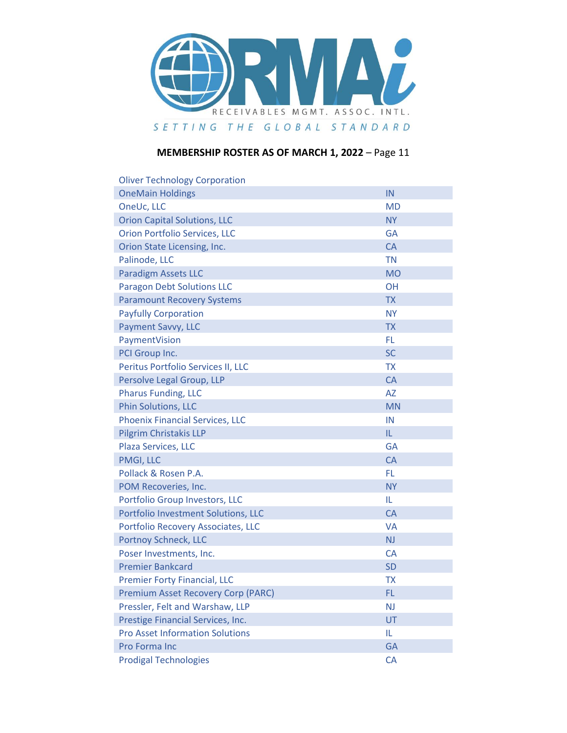RMAi
RECEIVABLES MGMT. ASSOC. INTL.
SETTING THE GLOBAL STANDARD

**MEMBERSHIP ROSTER AS OF MARCH 1, 2022** – Page 11

| | |
|---|---|
| Oliver Technology Corporation | |
| OneMain Holdings | IN |
| OneUc, LLC | MD |
| Orion Capital Solutions, LLC | NY |
| Orion Portfolio Services, LLC | GA |
| Orion State Licensing, Inc. | CA |
| Palinode, LLC | TN |
| Paradigm Assets LLC | MO |
| Paragon Debt Solutions LLC | OH |
| Paramount Recovery Systems | TX |
| Payfully Corporation | NY |
| Payment Savvy, LLC | TX |
| PaymentVision | FL |
| PCI Group Inc. | SC |
| Peritus Portfolio Services II, LLC | TX |
| Persolve Legal Group, LLP | CA |
| Pharus Funding, LLC | AZ |
| Phin Solutions, LLC | MN |
| Phoenix Financial Services, LLC | IN |
| Pilgrim Christakis LLP | IL |
| Plaza Services, LLC | GA |
| PMGI, LLC | CA |
| Pollack & Rosen P.A. | FL |
| POM Recoveries, Inc. | NY |
| Portfolio Group Investors, LLC | IL |
| Portfolio Investment Solutions, LLC | CA |
| Portfolio Recovery Associates, LLC | VA |
| Portnoy Schneck, LLC | NJ |
| Poser Investments, Inc. | CA |
| Premier Bankcard | SD |
| Premier Forty Financial, LLC | TX |
| Premium Asset Recovery Corp (PARC) | FL |
| Pressler, Felt and Warshaw, LLP | NJ |
| Prestige Financial Services, Inc. | UT |
| Pro Asset Information Solutions | IL |
| Pro Forma Inc | GA |
| Prodigal Technologies | CA |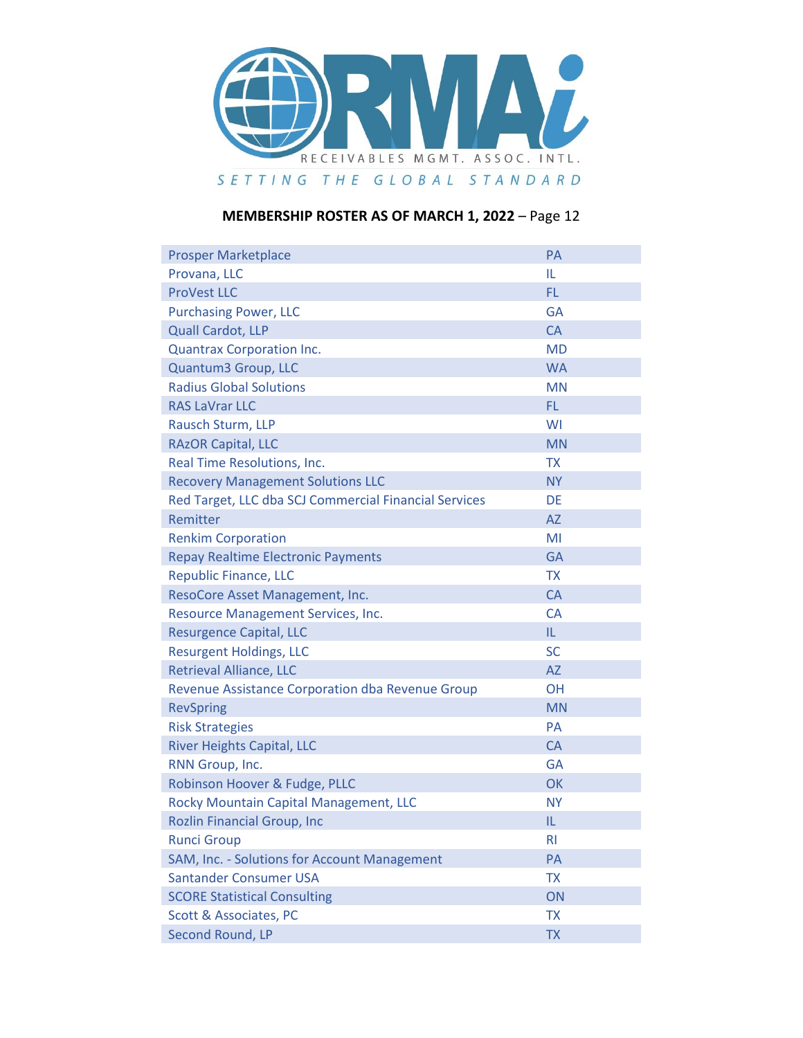**MEMBERSHIP ROSTER AS OF MARCH 1, 2022** – Page 12

| | |
|---|---|
| Prosper Marketplace | PA |
| Provana, LLC | IL |
| ProVest LLC | FL |
| Purchasing Power, LLC | GA |
| Quall Cardot, LLP | CA |
| Quantrax Corporation Inc. | MD |
| Quantum3 Group, LLC | WA |
| Radius Global Solutions | MN |
| RAS LaVrar LLC | FL |
| Rausch Sturm, LLP | WI |
| RAzOR Capital, LLC | MN |
| Real Time Resolutions, Inc. | TX |
| Recovery Management Solutions LLC | NY |
| Red Target, LLC dba SCJ Commercial Financial Services | DE |
| Remitter | AZ |
| Renkim Corporation | MI |
| Repay Realtime Electronic Payments | GA |
| Republic Finance, LLC | TX |
| ResoCore Asset Management, Inc. | CA |
| Resource Management Services, Inc. | CA |
| Resurgence Capital, LLC | IL |
| Resurgent Holdings, LLC | SC |
| Retrieval Alliance, LLC | AZ |
| Revenue Assistance Corporation dba Revenue Group | OH |
| RevSpring | MN |
| Risk Strategies | PA |
| River Heights Capital, LLC | CA |
| RNN Group, Inc. | GA |
| Robinson Hoover & Fudge, PLLC | OK |
| Rocky Mountain Capital Management, LLC | NY |
| Rozlin Financial Group, Inc | IL |
| Runci Group | RI |
| SAM, Inc. - Solutions for Account Management | PA |
| Santander Consumer USA | TX |
| SCORE Statistical Consulting | ON |
| Scott & Associates, PC | TX |
| Second Round, LP | TX |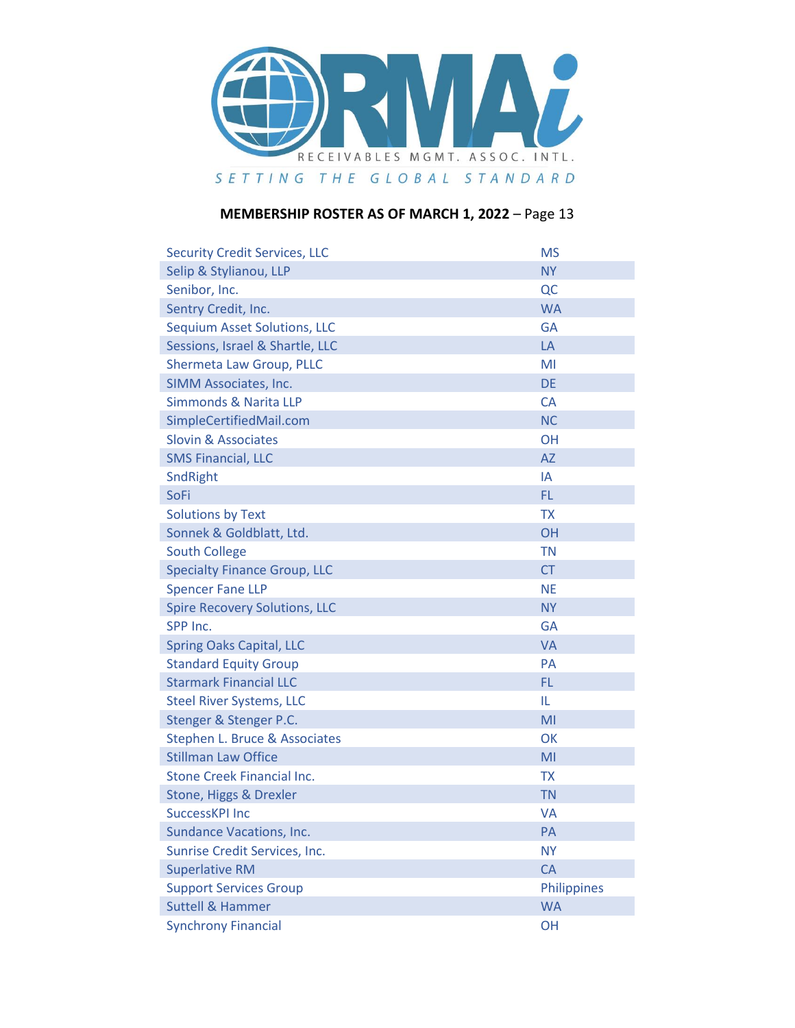**MEMBERSHIP ROSTER AS OF MARCH 1, 2022** – Page 13

| | |
|---|---|
| Security Credit Services, LLC | MS |
| Selip & Stylianou, LLP | NY |
| Senibor, Inc. | QC |
| Sentry Credit, Inc. | WA |
| Sequium Asset Solutions, LLC | GA |
| Sessions, Israel & Shartle, LLC | LA |
| Shermeta Law Group, PLLC | MI |
| SIMM Associates, Inc. | DE |
| Simmonds & Narita LLP | CA |
| SimpleCertifiedMail.com | NC |
| Slovin & Associates | OH |
| SMS Financial, LLC | AZ |
| SndRight | IA |
| SoFi | FL |
| Solutions by Text | TX |
| Sonnek & Goldblatt, Ltd. | OH |
| South College | TN |
| Specialty Finance Group, LLC | CT |
| Spencer Fane LLP | NE |
| Spire Recovery Solutions, LLC | NY |
| SPP Inc. | GA |
| Spring Oaks Capital, LLC | VA |
| Standard Equity Group | PA |
| Starmark Financial LLC | FL |
| Steel River Systems, LLC | IL |
| Stenger & Stenger P.C. | MI |
| Stephen L. Bruce & Associates | OK |
| Stillman Law Office | MI |
| Stone Creek Financial Inc. | TX |
| Stone, Higgs & Drexler | TN |
| SuccessKPI Inc | VA |
| Sundance Vacations, Inc. | PA |
| Sunrise Credit Services, Inc. | NY |
| Superlative RM | CA |
| Support Services Group | Philippines |
| Suttell & Hammer | WA |
| Synchrony Financial | OH |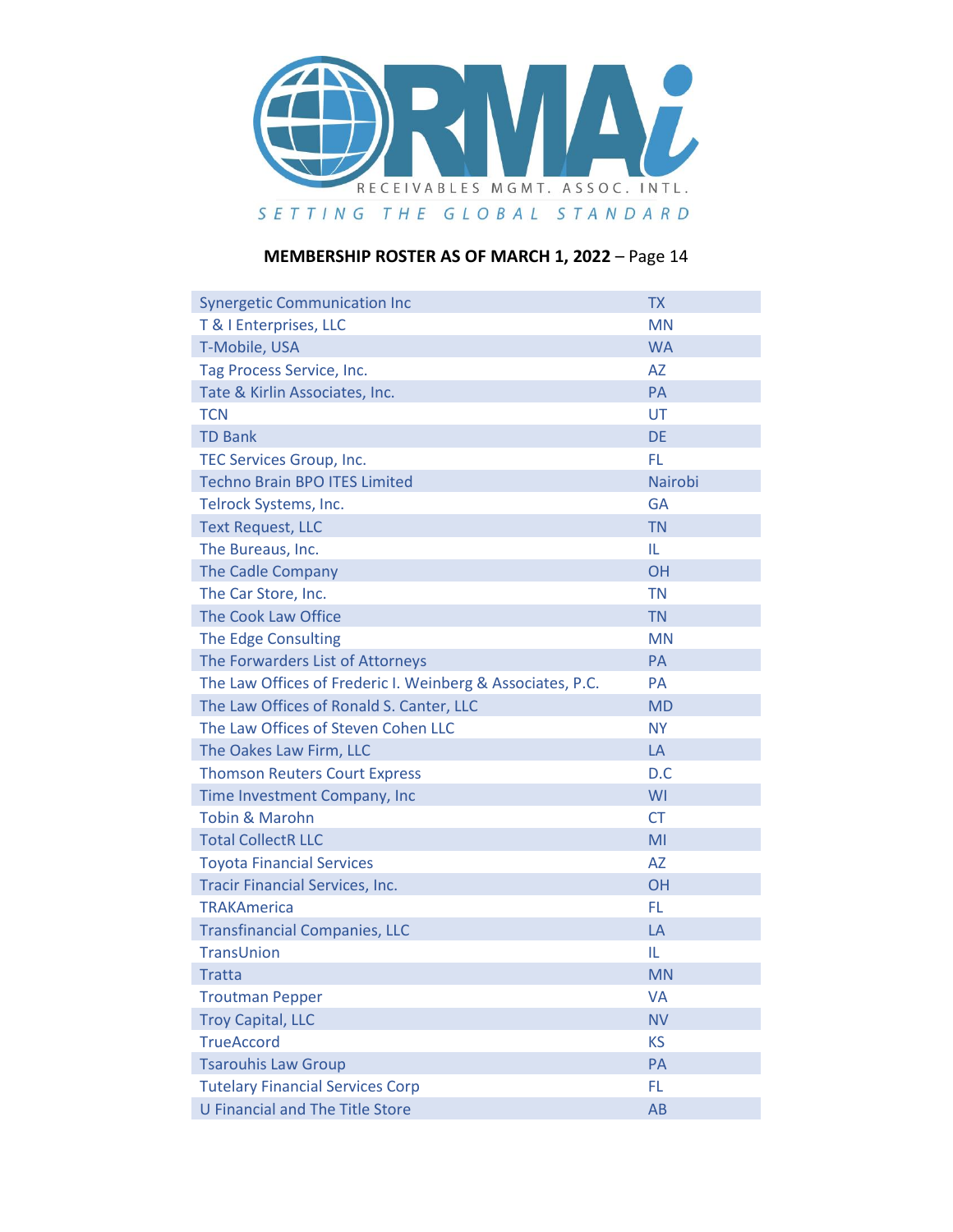RMAi RECEIVABLES MGMT. ASSOC. INTL.

*SETTING THE GLOBAL STANDARD*

**MEMBERSHIP ROSTER AS OF MARCH 1, 2022** – Page 14

| | |
|---|---|
| Synergetic Communication Inc | TX |
| T & I Enterprises, LLC | MN |
| T-Mobile, USA | WA |
| Tag Process Service, Inc. | AZ |
| Tate & Kirlin Associates, Inc. | PA |
| TCN | UT |
| TD Bank | DE |
| TEC Services Group, Inc. | FL |
| Techno Brain BPO ITES Limited | Nairobi |
| Telrock Systems, Inc. | GA |
| Text Request, LLC | TN |
| The Bureaus, Inc. | IL |
| The Cadle Company | OH |
| The Car Store, Inc. | TN |
| The Cook Law Office | TN |
| The Edge Consulting | MN |
| The Forwarders List of Attorneys | PA |
| The Law Offices of Frederic I. Weinberg & Associates, P.C. | PA |
| The Law Offices of Ronald S. Canter, LLC | MD |
| The Law Offices of Steven Cohen LLC | NY |
| The Oakes Law Firm, LLC | LA |
| Thomson Reuters Court Express | D.C |
| Time Investment Company, Inc | WI |
| Tobin & Marohn | CT |
| Total CollectR LLC | MI |
| Toyota Financial Services | AZ |
| Tracir Financial Services, Inc. | OH |
| TRAKAmerica | FL |
| Transfinancial Companies, LLC | LA |
| TransUnion | IL |
| Tratta | MN |
| Troutman Pepper | VA |
| Troy Capital, LLC | NV |
| TrueAccord | KS |
| Tsarouhis Law Group | PA |
| Tutelary Financial Services Corp | FL |
| U Financial and The Title Store | AB |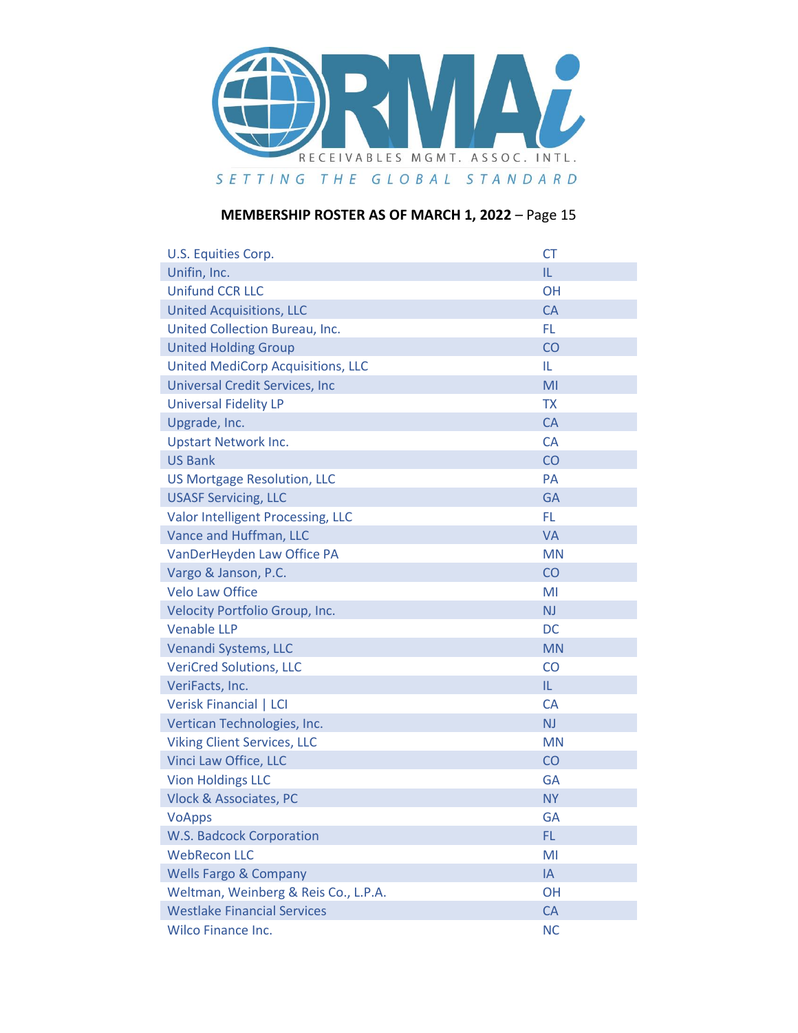RECEIVABLES MGMT. ASSOC. INTL.

SETTING THE GLOBAL STANDARD

**MEMBERSHIP ROSTER AS OF MARCH 1, 2022** – Page 15

| | |
|---|---|
| U.S. Equities Corp. | CT |
| Unifin, Inc. | IL |
| Unifund CCR LLC | OH |
| United Acquisitions, LLC | CA |
| United Collection Bureau, Inc. | FL |
| United Holding Group | CO |
| United MediCorp Acquisitions, LLC | IL |
| Universal Credit Services, Inc | MI |
| Universal Fidelity LP | TX |
| Upgrade, Inc. | CA |
| Upstart Network Inc. | CA |
| US Bank | CO |
| US Mortgage Resolution, LLC | PA |
| USASF Servicing, LLC | GA |
| Valor Intelligent Processing, LLC | FL |
| Vance and Huffman, LLC | VA |
| VanDerHeyden Law Office PA | MN |
| Vargo & Janson, P.C. | CO |
| Velo Law Office | MI |
| Velocity Portfolio Group, Inc. | NJ |
| Venable LLP | DC |
| Venandi Systems, LLC | MN |
| VeriCred Solutions, LLC | CO |
| VeriFacts, Inc. | IL |
| Verisk Financial \| LCI | CA |
| Vertican Technologies, Inc. | NJ |
| Viking Client Services, LLC | MN |
| Vinci Law Office, LLC | CO |
| Vion Holdings LLC | GA |
| Vlock & Associates, PC | NY |
| VoApps | GA |
| W.S. Badcock Corporation | FL |
| WebRecon LLC | MI |
| Wells Fargo & Company | IA |
| Weltman, Weinberg & Reis Co., L.P.A. | OH |
| Westlake Financial Services | CA |
| Wilco Finance Inc. | NC |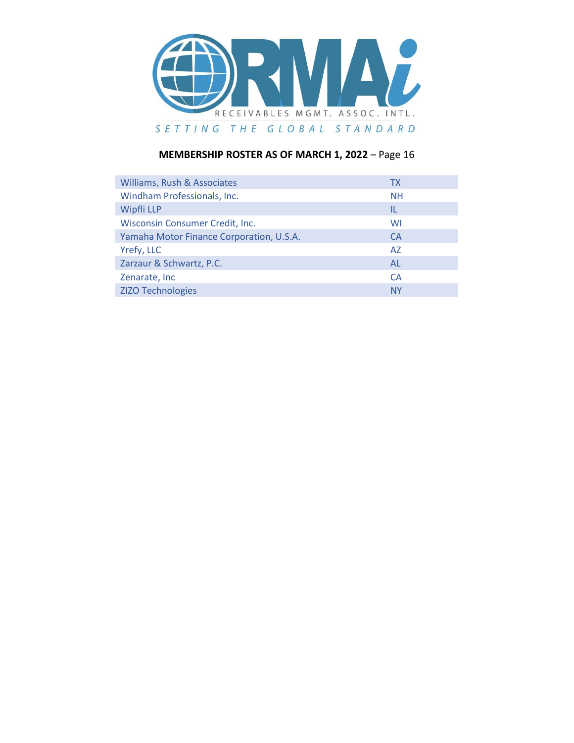RECEIVABLES MGMT. ASSOC. INTL.

SETTING THE GLOBAL STANDARD

**MEMBERSHIP ROSTER AS OF MARCH 1, 2022** – Page 16

| | |
|---|---|
| Williams, Rush & Associates | TX |
| Windham Professionals, Inc. | NH |
| Wipfli LLP | IL |
| Wisconsin Consumer Credit, Inc. | WI |
| Yamaha Motor Finance Corporation, U.S.A. | CA |
| Yrefy, LLC | AZ |
| Zarzaur & Schwartz, P.C. | AL |
| Zenarate, Inc | CA |
| ZIZO Technologies | NY |